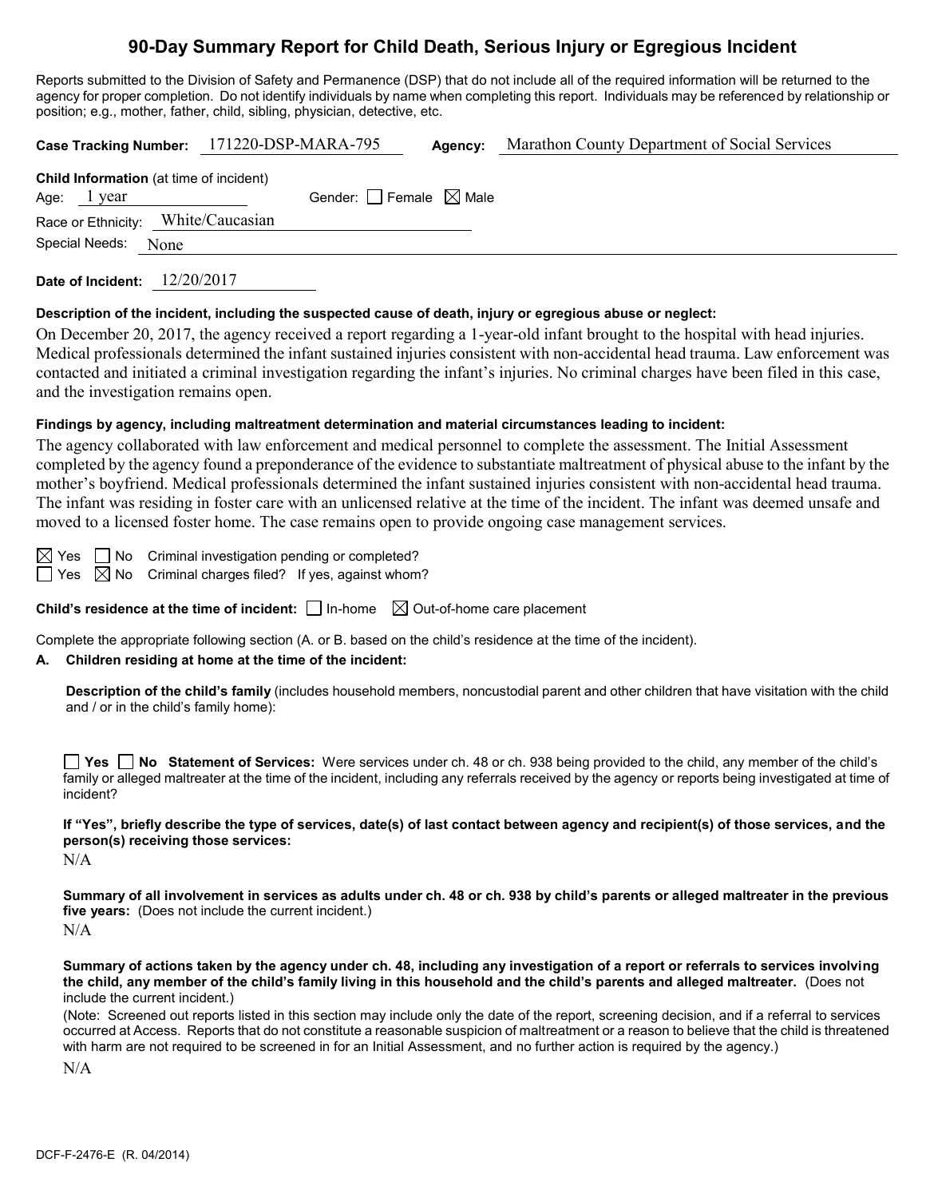# 90-Day Summary Report for Child Death, Serious Injury or Egregious Incident

Reports submitted to the Division of Safety and Permanence (DSP) that do not include all of the required information will be returned to the agency for proper completion. Do not identify individuals by name when completing this report. Individuals may be referenced by relationship or position; e.g., mother, father, child, sibling, physician, detective, etc.

**Case Tracking Number:** 171220-DSP-MARA-795 **Agency:** Marathon County Department of Social Services

**Child Information** (at time of incident)

Age: 1 year Gender: ☐ Female ☒ Male

Race or Ethnicity: White/Caucasian

Special Needs: None

**Date of Incident:** 12/20/2017

**Description of the incident, including the suspected cause of death, injury or egregious abuse or neglect:**

On December 20, 2017, the agency received a report regarding a 1-year-old infant brought to the hospital with head injuries. Medical professionals determined the infant sustained injuries consistent with non-accidental head trauma. Law enforcement was contacted and initiated a criminal investigation regarding the infant's injuries. No criminal charges have been filed in this case, and the investigation remains open.

**Findings by agency, including maltreatment determination and material circumstances leading to incident:**

The agency collaborated with law enforcement and medical personnel to complete the assessment. The Initial Assessment completed by the agency found a preponderance of the evidence to substantiate maltreatment of physical abuse to the infant by the mother's boyfriend. Medical professionals determined the infant sustained injuries consistent with non-accidental head trauma. The infant was residing in foster care with an unlicensed relative at the time of the incident. The infant was deemed unsafe and moved to a licensed foster home. The case remains open to provide ongoing case management services.

☒ Yes ☐ No Criminal investigation pending or completed?

☐ Yes ☒ No Criminal charges filed? If yes, against whom?

**Child's residence at the time of incident:** ☐ In-home ☒ Out-of-home care placement

Complete the appropriate following section (A. or B. based on the child's residence at the time of the incident).

**A. Children residing at home at the time of the incident:**

**Description of the child's family** (includes household members, noncustodial parent and other children that have visitation with the child and / or in the child's family home):

☐ **Yes** ☐ **No Statement of Services:** Were services under ch. 48 or ch. 938 being provided to the child, any member of the child's family or alleged maltreater at the time of the incident, including any referrals received by the agency or reports being investigated at time of incident?

**If "Yes", briefly describe the type of services, date(s) of last contact between agency and recipient(s) of those services, and the person(s) receiving those services:**

N/A

**Summary of all involvement in services as adults under ch. 48 or ch. 938 by child's parents or alleged maltreater in the previous five years:** (Does not include the current incident.)

N/A

**Summary of actions taken by the agency under ch. 48, including any investigation of a report or referrals to services involving the child, any member of the child's family living in this household and the child's parents and alleged maltreater.** (Does not include the current incident.)

(Note: Screened out reports listed in this section may include only the date of the report, screening decision, and if a referral to services occurred at Access. Reports that do not constitute a reasonable suspicion of maltreatment or a reason to believe that the child is threatened with harm are not required to be screened in for an Initial Assessment, and no further action is required by the agency.)

N/A

DCF-F-2476-E (R. 04/2014)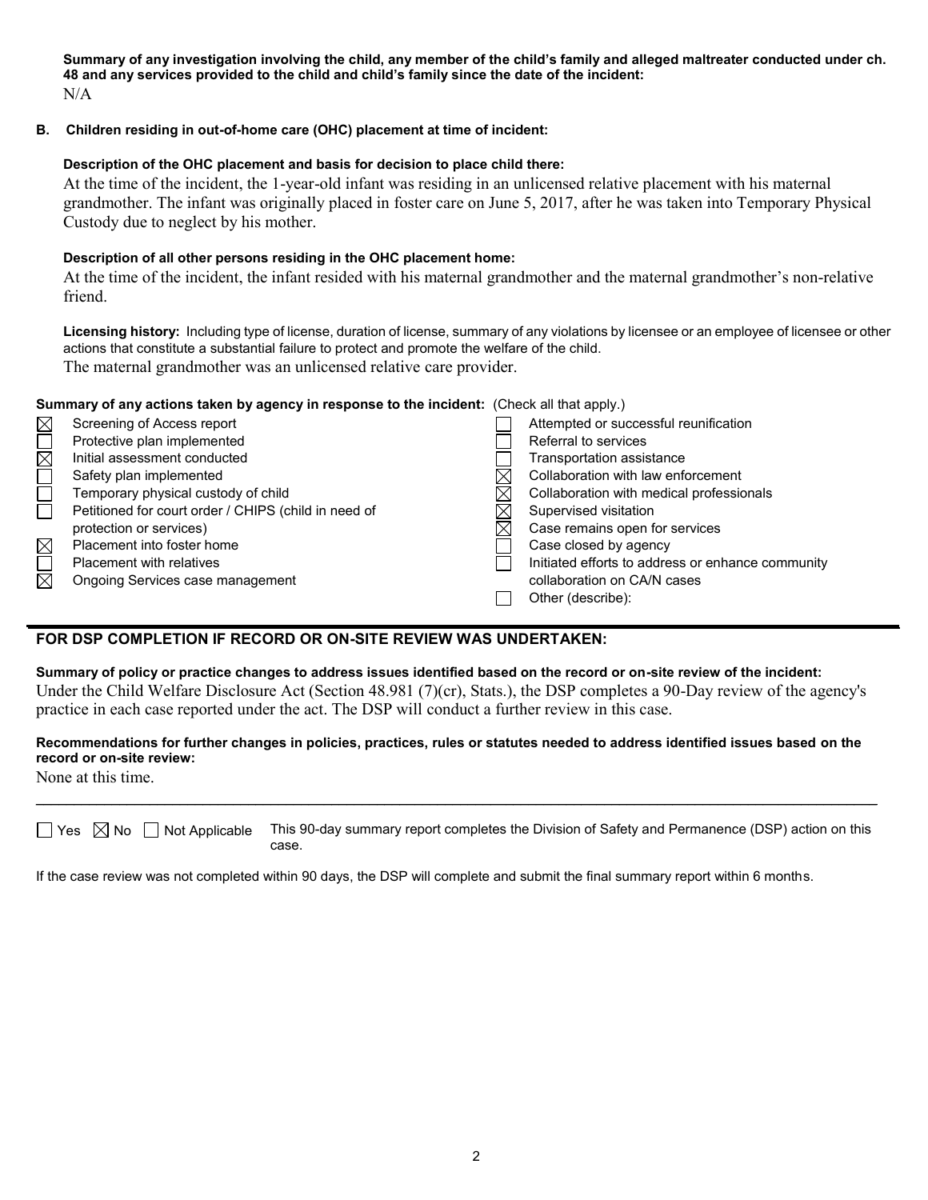**Summary of any investigation involving the child, any member of the child's family and alleged maltreater conducted under ch. 48 and any services provided to the child and child's family since the date of the incident:**

N/A

**B. Children residing in out-of-home care (OHC) placement at time of incident:**

**Description of the OHC placement and basis for decision to place child there:**

At the time of the incident, the 1-year-old infant was residing in an unlicensed relative placement with his maternal grandmother. The infant was originally placed in foster care on June 5, 2017, after he was taken into Temporary Physical Custody due to neglect by his mother.

**Description of all other persons residing in the OHC placement home:**

At the time of the incident, the infant resided with his maternal grandmother and the maternal grandmother's non-relative friend.

**Licensing history:** Including type of license, duration of license, summary of any violations by licensee or an employee of licensee or other actions that constitute a substantial failure to protect and promote the welfare of the child.

The maternal grandmother was an unlicensed relative care provider.

**Summary of any actions taken by agency in response to the incident:** (Check all that apply.)

- ☒ Screening of Access report
- ☐ Protective plan implemented
- ☒ Initial assessment conducted
- ☐ Safety plan implemented
- ☐ Temporary physical custody of child
- ☐ Petitioned for court order / CHIPS (child in need of protection or services)
- ☒ Placement into foster home
- ☐ Placement with relatives
- ☒ Ongoing Services case management
- ☐ Attempted or successful reunification
- ☐ Referral to services
- ☐ Transportation assistance
- ☒ Collaboration with law enforcement
- ☒ Collaboration with medical professionals
- ☒ Supervised visitation
- ☒ Case remains open for services
- ☐ Case closed by agency
- ☐ Initiated efforts to address or enhance community collaboration on CA/N cases
- ☐ Other (describe):

## FOR DSP COMPLETION IF RECORD OR ON-SITE REVIEW WAS UNDERTAKEN:

**Summary of policy or practice changes to address issues identified based on the record or on-site review of the incident:**

Under the Child Welfare Disclosure Act (Section 48.981 (7)(cr), Stats.), the DSP completes a 90-Day review of the agency's practice in each case reported under the act. The DSP will conduct a further review in this case.

**Recommendations for further changes in policies, practices, rules or statutes needed to address identified issues based on the record or on-site review:**

None at this time.

---

☐ Yes ☒ No ☐ Not Applicable This 90-day summary report completes the Division of Safety and Permanence (DSP) action on this case.

If the case review was not completed within 90 days, the DSP will complete and submit the final summary report within 6 months.